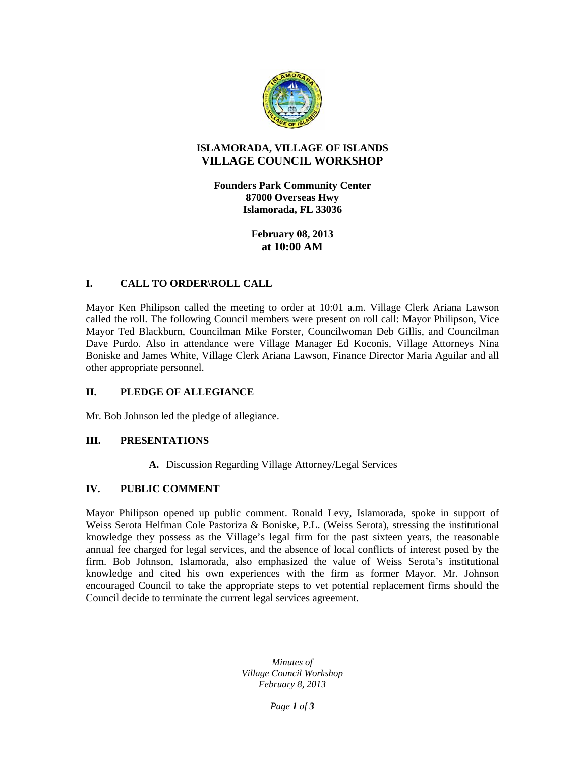# ISLAMORADA, VILLAGE OF ISLANDS
## VILLAGE COUNCIL WORKSHOP

**Founders Park Community Center**
**87000 Overseas Hwy**
**Islamorada, FL 33036**

**February 08, 2013**
**at 10:00 AM**

## I. CALL TO ORDER\ROLL CALL

Mayor Ken Philipson called the meeting to order at 10:01 a.m. Village Clerk Ariana Lawson called the roll. The following Council members were present on roll call: Mayor Philipson, Vice Mayor Ted Blackburn, Councilman Mike Forster, Councilwoman Deb Gillis, and Councilman Dave Purdo. Also in attendance were Village Manager Ed Koconis, Village Attorneys Nina Boniske and James White, Village Clerk Ariana Lawson, Finance Director Maria Aguilar and all other appropriate personnel.

## II. PLEDGE OF ALLEGIANCE

Mr. Bob Johnson led the pledge of allegiance.

## III. PRESENTATIONS

**A.** Discussion Regarding Village Attorney/Legal Services

## IV. PUBLIC COMMENT

Mayor Philipson opened up public comment. Ronald Levy, Islamorada, spoke in support of Weiss Serota Helfman Cole Pastoriza & Boniske, P.L. (Weiss Serota), stressing the institutional knowledge they possess as the Village's legal firm for the past sixteen years, the reasonable annual fee charged for legal services, and the absence of local conflicts of interest posed by the firm. Bob Johnson, Islamorada, also emphasized the value of Weiss Serota's institutional knowledge and cited his own experiences with the firm as former Mayor. Mr. Johnson encouraged Council to take the appropriate steps to vet potential replacement firms should the Council decide to terminate the current legal services agreement.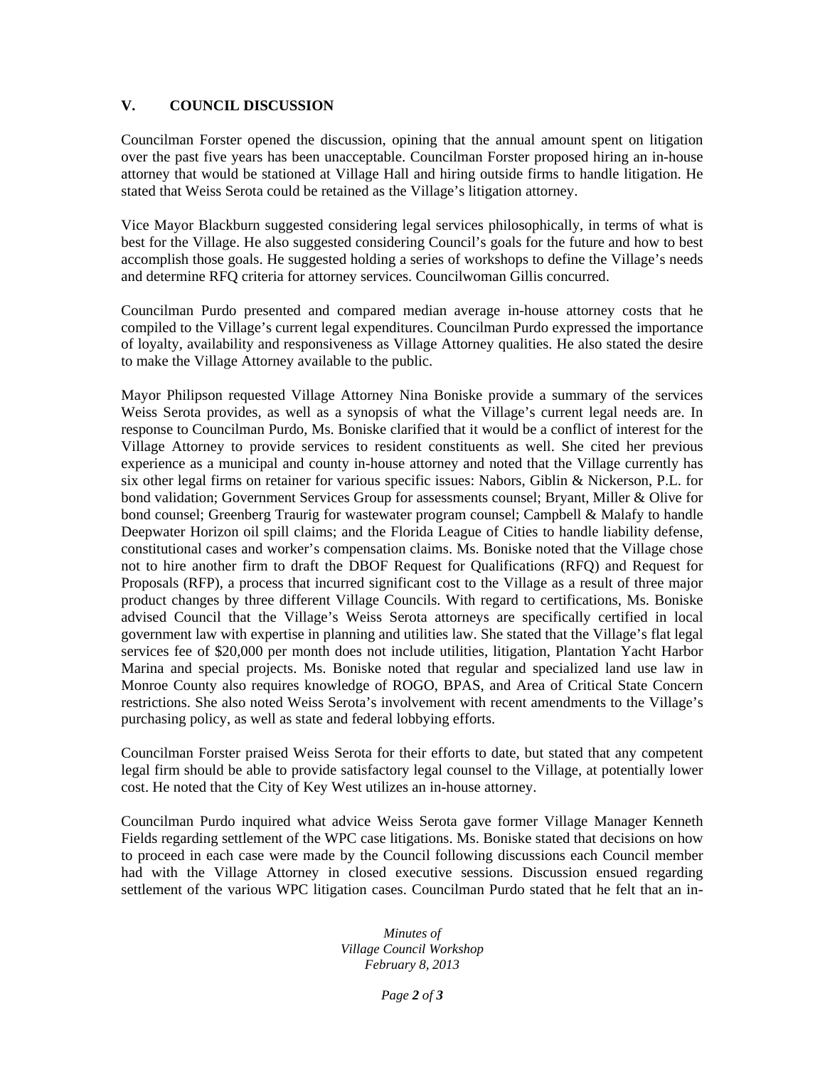## V. COUNCIL DISCUSSION

Councilman Forster opened the discussion, opining that the annual amount spent on litigation over the past five years has been unacceptable. Councilman Forster proposed hiring an in-house attorney that would be stationed at Village Hall and hiring outside firms to handle litigation. He stated that Weiss Serota could be retained as the Village's litigation attorney.

Vice Mayor Blackburn suggested considering legal services philosophically, in terms of what is best for the Village. He also suggested considering Council's goals for the future and how to best accomplish those goals. He suggested holding a series of workshops to define the Village's needs and determine RFQ criteria for attorney services. Councilwoman Gillis concurred.

Councilman Purdo presented and compared median average in-house attorney costs that he compiled to the Village's current legal expenditures. Councilman Purdo expressed the importance of loyalty, availability and responsiveness as Village Attorney qualities. He also stated the desire to make the Village Attorney available to the public.

Mayor Philipson requested Village Attorney Nina Boniske provide a summary of the services Weiss Serota provides, as well as a synopsis of what the Village's current legal needs are. In response to Councilman Purdo, Ms. Boniske clarified that it would be a conflict of interest for the Village Attorney to provide services to resident constituents as well. She cited her previous experience as a municipal and county in-house attorney and noted that the Village currently has six other legal firms on retainer for various specific issues: Nabors, Giblin & Nickerson, P.L. for bond validation; Government Services Group for assessments counsel; Bryant, Miller & Olive for bond counsel; Greenberg Traurig for wastewater program counsel; Campbell & Malafy to handle Deepwater Horizon oil spill claims; and the Florida League of Cities to handle liability defense, constitutional cases and worker's compensation claims. Ms. Boniske noted that the Village chose not to hire another firm to draft the DBOF Request for Qualifications (RFQ) and Request for Proposals (RFP), a process that incurred significant cost to the Village as a result of three major product changes by three different Village Councils. With regard to certifications, Ms. Boniske advised Council that the Village's Weiss Serota attorneys are specifically certified in local government law with expertise in planning and utilities law. She stated that the Village's flat legal services fee of $20,000 per month does not include utilities, litigation, Plantation Yacht Harbor Marina and special projects. Ms. Boniske noted that regular and specialized land use law in Monroe County also requires knowledge of ROGO, BPAS, and Area of Critical State Concern restrictions. She also noted Weiss Serota's involvement with recent amendments to the Village's purchasing policy, as well as state and federal lobbying efforts.

Councilman Forster praised Weiss Serota for their efforts to date, but stated that any competent legal firm should be able to provide satisfactory legal counsel to the Village, at potentially lower cost. He noted that the City of Key West utilizes an in-house attorney.

Councilman Purdo inquired what advice Weiss Serota gave former Village Manager Kenneth Fields regarding settlement of the WPC case litigations. Ms. Boniske stated that decisions on how to proceed in each case were made by the Council following discussions each Council member had with the Village Attorney in closed executive sessions. Discussion ensued regarding settlement of the various WPC litigation cases. Councilman Purdo stated that he felt that an in-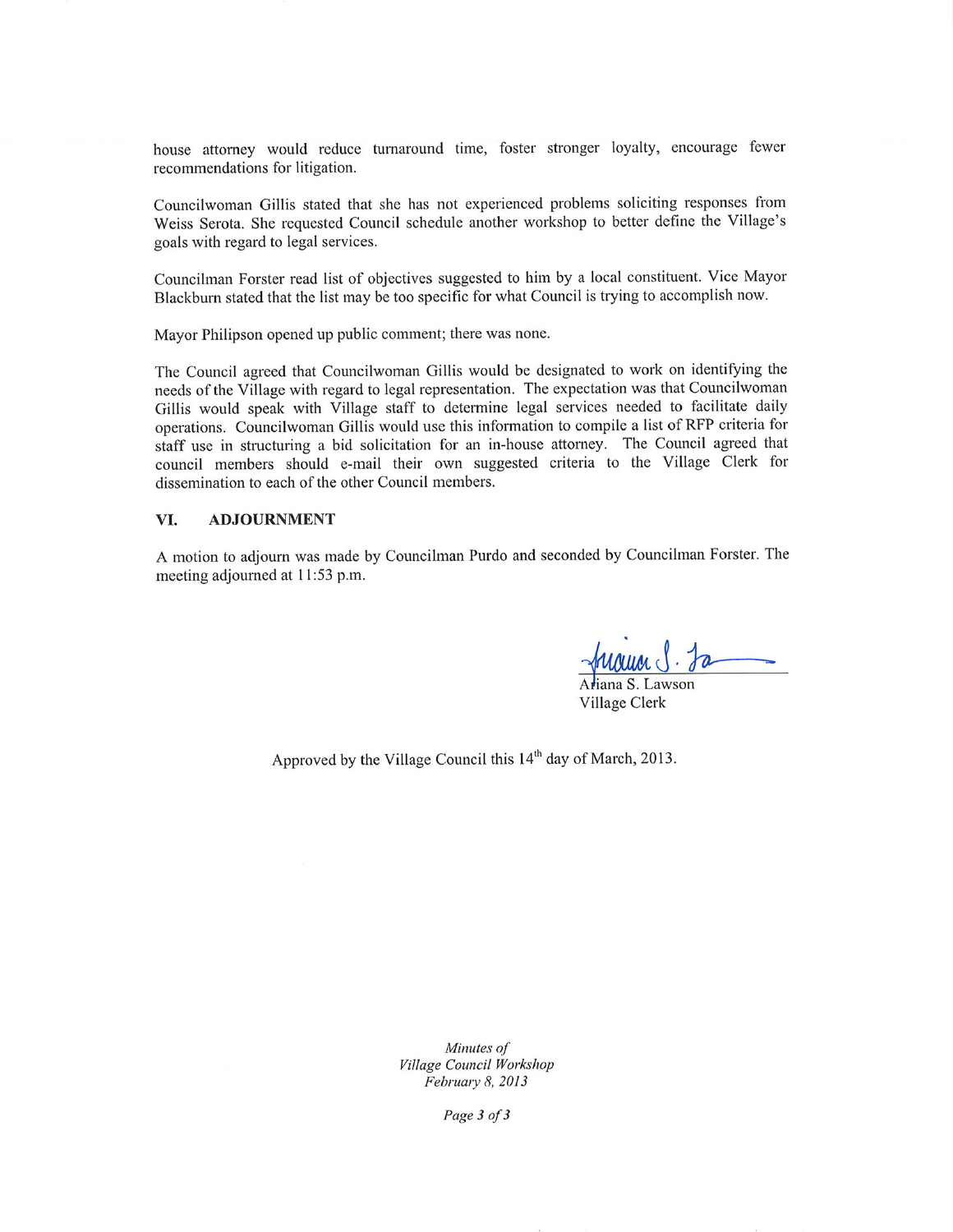house attorney would reduce turnaround time, foster stronger loyalty, encourage fewer recommendations for litigation.

Councilwoman Gillis stated that she has not experienced problems soliciting responses from Weiss Serota. She requested Council schedule another workshop to better define the Village's goals with regard to legal services.

Councilman Forster read list of objectives suggested to him by a local constituent. Vice Mayor Blackburn stated that the list may be too specific for what Council is trying to accomplish now.

Mayor Philipson opened up public comment; there was none.

The Council agreed that Councilwoman Gillis would be designated to work on identifying the needs of the Village with regard to legal representation. The expectation was that Councilwoman Gillis would speak with Village staff to determine legal services needed to facilitate daily operations. Councilwoman Gillis would use this information to compile a list of RFP criteria for staff use in structuring a bid solicitation for an in-house attorney. The Council agreed that council members should e-mail their own suggested criteria to the Village Clerk for dissemination to each of the other Council members.

## VI. ADJOURNMENT

A motion to adjourn was made by Councilman Purdo and seconded by Councilman Forster. The meeting adjourned at 11:53 p.m.

Ariana S. Lawson
Village Clerk

Approved by the Village Council this 14th day of March, 2013.

*Minutes of*
*Village Council Workshop*
*February 8, 2013*